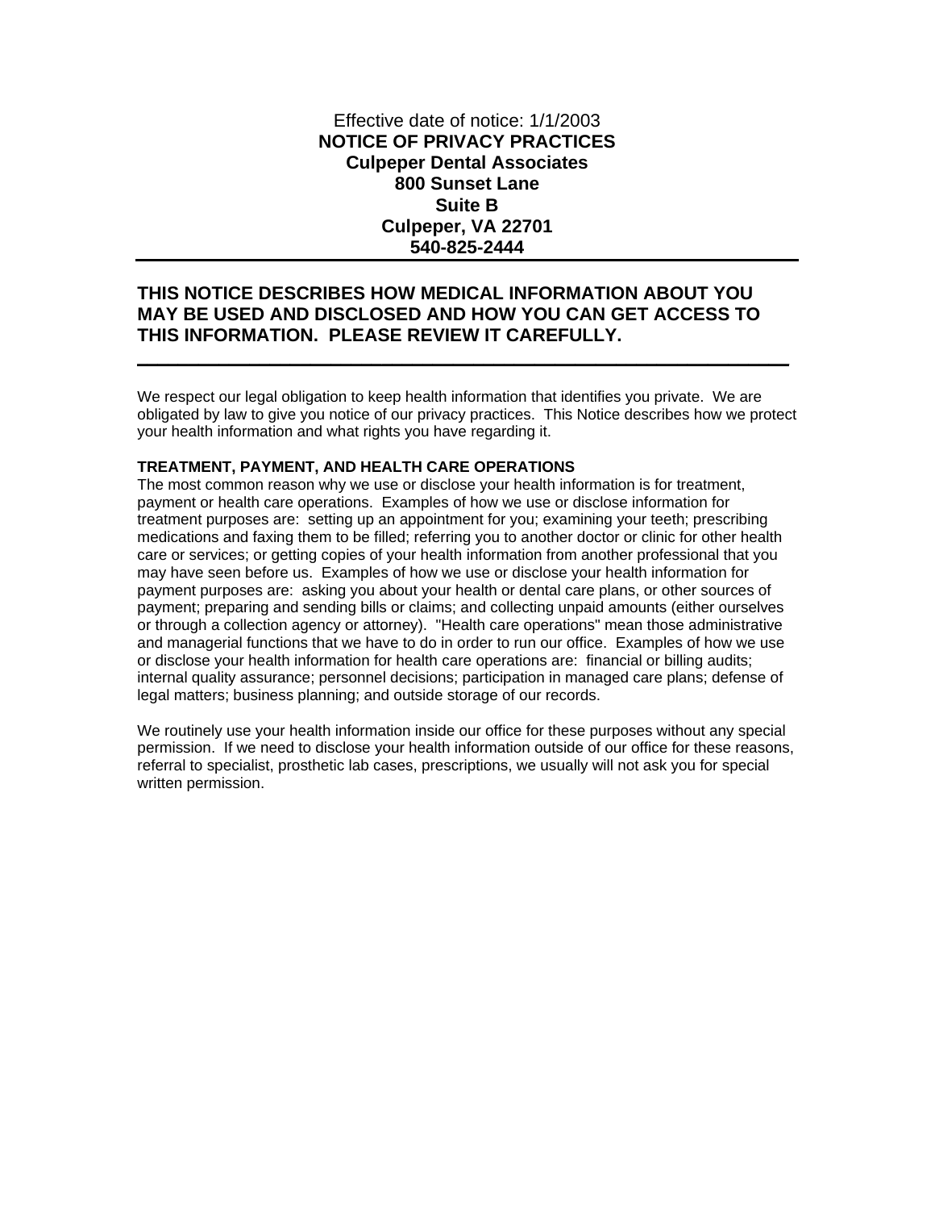Effective date of notice: 1/1/2003

**NOTICE OF PRIVACY PRACTICES**
**Culpeper Dental Associates**
**800 Sunset Lane**
**Suite B**
**Culpeper, VA 22701**
**540-825-2444**

---

## THIS NOTICE DESCRIBES HOW MEDICAL INFORMATION ABOUT YOU MAY BE USED AND DISCLOSED AND HOW YOU CAN GET ACCESS TO THIS INFORMATION. PLEASE REVIEW IT CAREFULLY.

---

We respect our legal obligation to keep health information that identifies you private. We are obligated by law to give you notice of our privacy practices. This Notice describes how we protect your health information and what rights you have regarding it.

### TREATMENT, PAYMENT, AND HEALTH CARE OPERATIONS

The most common reason why we use or disclose your health information is for treatment, payment or health care operations. Examples of how we use or disclose information for treatment purposes are: setting up an appointment for you; examining your teeth; prescribing medications and faxing them to be filled; referring you to another doctor or clinic for other health care or services; or getting copies of your health information from another professional that you may have seen before us. Examples of how we use or disclose your health information for payment purposes are: asking you about your health or dental care plans, or other sources of payment; preparing and sending bills or claims; and collecting unpaid amounts (either ourselves or through a collection agency or attorney). "Health care operations" mean those administrative and managerial functions that we have to do in order to run our office. Examples of how we use or disclose your health information for health care operations are: financial or billing audits; internal quality assurance; personnel decisions; participation in managed care plans; defense of legal matters; business planning; and outside storage of our records.

We routinely use your health information inside our office for these purposes without any special permission. If we need to disclose your health information outside of our office for these reasons, referral to specialist, prosthetic lab cases, prescriptions, we usually will not ask you for special written permission.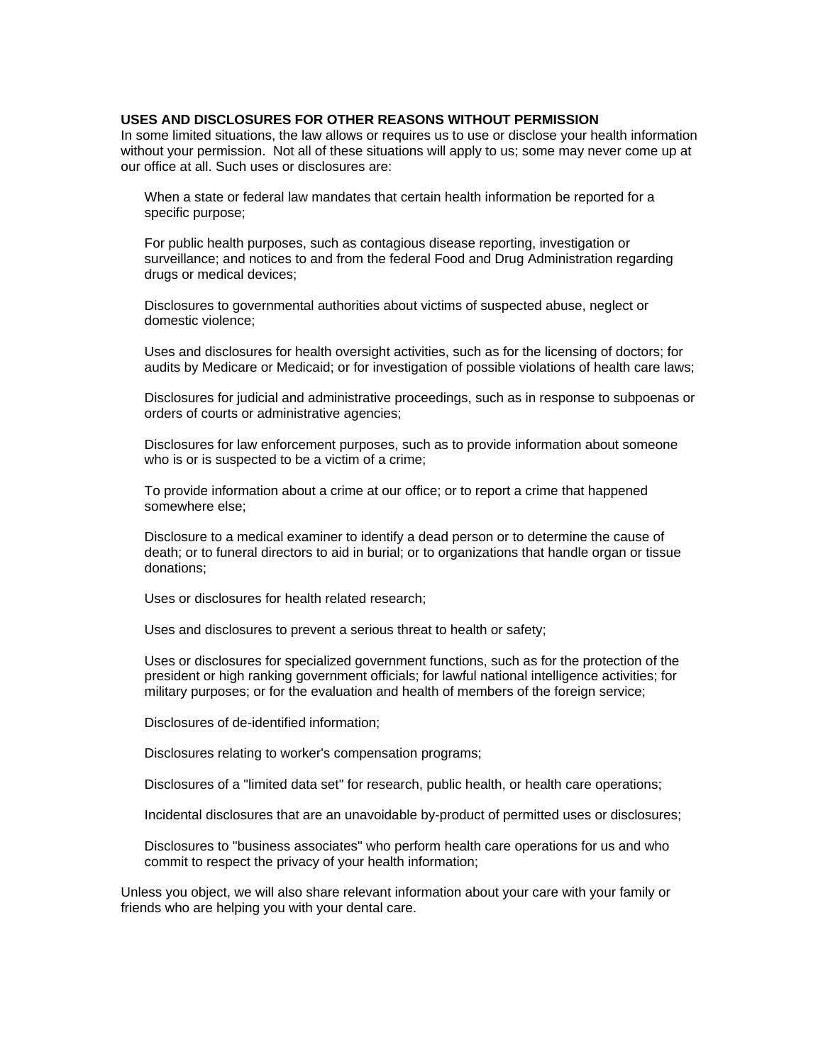**USES AND DISCLOSURES FOR OTHER REASONS WITHOUT PERMISSION**

In some limited situations, the law allows or requires us to use or disclose your health information without your permission. Not all of these situations will apply to us; some may never come up at our office at all. Such uses or disclosures are:

- When a state or federal law mandates that certain health information be reported for a specific purpose;
- For public health purposes, such as contagious disease reporting, investigation or surveillance; and notices to and from the federal Food and Drug Administration regarding drugs or medical devices;
- Disclosures to governmental authorities about victims of suspected abuse, neglect or domestic violence;
- Uses and disclosures for health oversight activities, such as for the licensing of doctors; for audits by Medicare or Medicaid; or for investigation of possible violations of health care laws;
- Disclosures for judicial and administrative proceedings, such as in response to subpoenas or orders of courts or administrative agencies;
- Disclosures for law enforcement purposes, such as to provide information about someone who is or is suspected to be a victim of a crime;
- To provide information about a crime at our office; or to report a crime that happened somewhere else;
- Disclosure to a medical examiner to identify a dead person or to determine the cause of death; or to funeral directors to aid in burial; or to organizations that handle organ or tissue donations;
- Uses or disclosures for health related research;
- Uses and disclosures to prevent a serious threat to health or safety;
- Uses or disclosures for specialized government functions, such as for the protection of the president or high ranking government officials; for lawful national intelligence activities; for military purposes; or for the evaluation and health of members of the foreign service;
- Disclosures of de-identified information;
- Disclosures relating to worker's compensation programs;
- Disclosures of a "limited data set" for research, public health, or health care operations;
- Incidental disclosures that are an unavoidable by-product of permitted uses or disclosures;
- Disclosures to "business associates" who perform health care operations for us and who commit to respect the privacy of your health information;

Unless you object, we will also share relevant information about your care with your family or friends who are helping you with your dental care.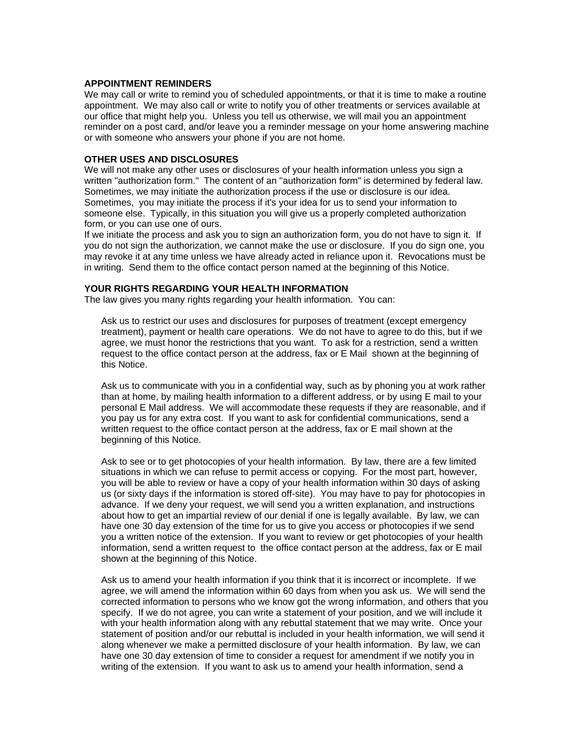**APPOINTMENT REMINDERS**
We may call or write to remind you of scheduled appointments, or that it is time to make a routine appointment. We may also call or write to notify you of other treatments or services available at our office that might help you. Unless you tell us otherwise, we will mail you an appointment reminder on a post card, and/or leave you a reminder message on your home answering machine or with someone who answers your phone if you are not home.

**OTHER USES AND DISCLOSURES**
We will not make any other uses or disclosures of your health information unless you sign a written "authorization form." The content of an "authorization form" is determined by federal law. Sometimes, we may initiate the authorization process if the use or disclosure is our idea. Sometimes, you may initiate the process if it's your idea for us to send your information to someone else. Typically, in this situation you will give us a properly completed authorization form, or you can use one of ours.
If we initiate the process and ask you to sign an authorization form, you do not have to sign it. If you do not sign the authorization, we cannot make the use or disclosure. If you do sign one, you may revoke it at any time unless we have already acted in reliance upon it. Revocations must be in writing. Send them to the office contact person named at the beginning of this Notice.

**YOUR RIGHTS REGARDING YOUR HEALTH INFORMATION**
The law gives you many rights regarding your health information. You can:

Ask us to restrict our uses and disclosures for purposes of treatment (except emergency treatment), payment or health care operations. We do not have to agree to do this, but if we agree, we must honor the restrictions that you want. To ask for a restriction, send a written request to the office contact person at the address, fax or E Mail shown at the beginning of this Notice.

Ask us to communicate with you in a confidential way, such as by phoning you at work rather than at home, by mailing health information to a different address, or by using E mail to your personal E Mail address. We will accommodate these requests if they are reasonable, and if you pay us for any extra cost. If you want to ask for confidential communications, send a written request to the office contact person at the address, fax or E mail shown at the beginning of this Notice.

Ask to see or to get photocopies of your health information. By law, there are a few limited situations in which we can refuse to permit access or copying. For the most part, however, you will be able to review or have a copy of your health information within 30 days of asking us (or sixty days if the information is stored off-site). You may have to pay for photocopies in advance. If we deny your request, we will send you a written explanation, and instructions about how to get an impartial review of our denial if one is legally available. By law, we can have one 30 day extension of the time for us to give you access or photocopies if we send you a written notice of the extension. If you want to review or get photocopies of your health information, send a written request to the office contact person at the address, fax or E mail shown at the beginning of this Notice.

Ask us to amend your health information if you think that it is incorrect or incomplete. If we agree, we will amend the information within 60 days from when you ask us. We will send the corrected information to persons who we know got the wrong information, and others that you specify. If we do not agree, you can write a statement of your position, and we will include it with your health information along with any rebuttal statement that we may write. Once your statement of position and/or our rebuttal is included in your health information, we will send it along whenever we make a permitted disclosure of your health information. By law, we can have one 30 day extension of time to consider a request for amendment if we notify you in writing of the extension. If you want to ask us to amend your health information, send a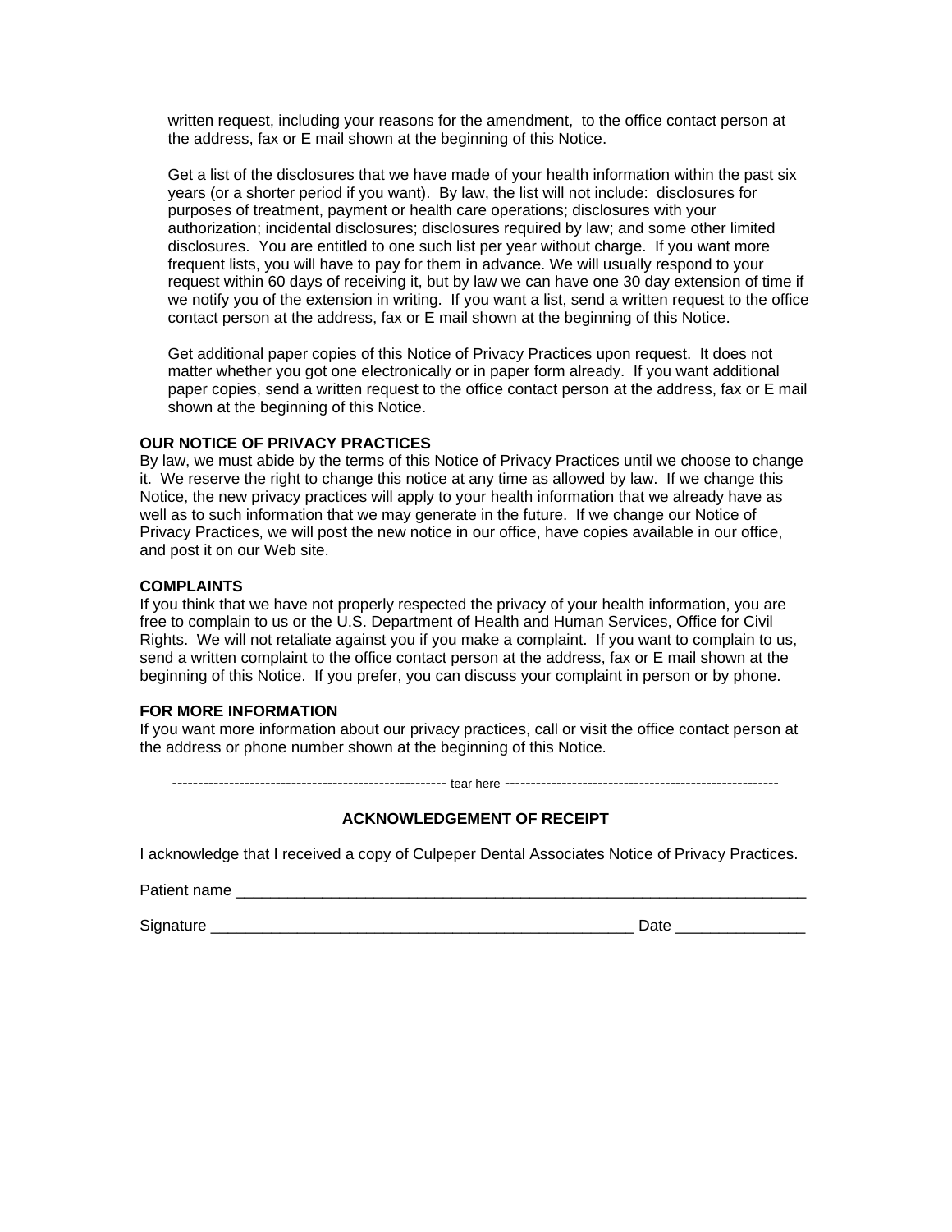written request, including your reasons for the amendment, to the office contact person at the address, fax or E mail shown at the beginning of this Notice.

Get a list of the disclosures that we have made of your health information within the past six years (or a shorter period if you want). By law, the list will not include: disclosures for purposes of treatment, payment or health care operations; disclosures with your authorization; incidental disclosures; disclosures required by law; and some other limited disclosures. You are entitled to one such list per year without charge. If you want more frequent lists, you will have to pay for them in advance. We will usually respond to your request within 60 days of receiving it, but by law we can have one 30 day extension of time if we notify you of the extension in writing. If you want a list, send a written request to the office contact person at the address, fax or E mail shown at the beginning of this Notice.

Get additional paper copies of this Notice of Privacy Practices upon request. It does not matter whether you got one electronically or in paper form already. If you want additional paper copies, send a written request to the office contact person at the address, fax or E mail shown at the beginning of this Notice.

**OUR NOTICE OF PRIVACY PRACTICES**

By law, we must abide by the terms of this Notice of Privacy Practices until we choose to change it. We reserve the right to change this notice at any time as allowed by law. If we change this Notice, the new privacy practices will apply to your health information that we already have as well as to such information that we may generate in the future. If we change our Notice of Privacy Practices, we will post the new notice in our office, have copies available in our office, and post it on our Web site.

**COMPLAINTS**

If you think that we have not properly respected the privacy of your health information, you are free to complain to us or the U.S. Department of Health and Human Services, Office for Civil Rights. We will not retaliate against you if you make a complaint. If you want to complain to us, send a written complaint to the office contact person at the address, fax or E mail shown at the beginning of this Notice. If you prefer, you can discuss your complaint in person or by phone.

**FOR MORE INFORMATION**

If you want more information about our privacy practices, call or visit the office contact person at the address or phone number shown at the beginning of this Notice.

----------------------------------------------------- tear here -----------------------------------------------------

**ACKNOWLEDGEMENT OF RECEIPT**

I acknowledge that I received a copy of Culpeper Dental Associates Notice of Privacy Practices.

Patient name _______________________________________________________________________

Signature ____________________________________________________ Date _______________